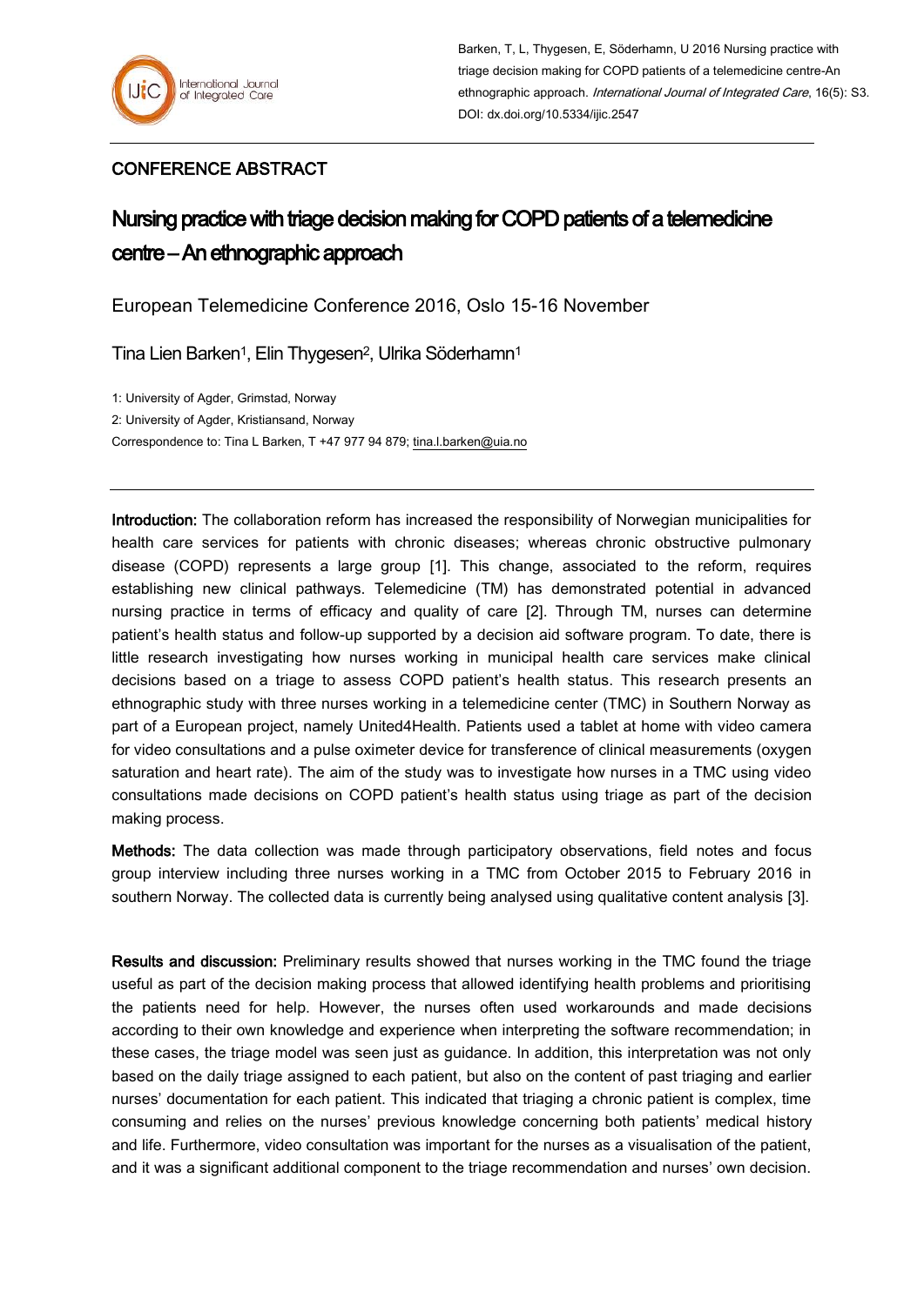Barken, T, L, Thygesen, E, Söderhamn, U 2016 Nursing practice with triage decision making for COPD patients of a telemedicine centre-An ethnographic approach. *International Journal of Integrated Care*, 16(5): S3. DOI: dx.doi.org/10.5334/ijic.2547

CONFERENCE ABSTRACT

# Nursing practice with triage decision making for COPD patients of a telemedicine centre – An ethnographic approach

European Telemedicine Conference 2016, Oslo 15-16 November

Tina Lien Barken[1], Elin Thygesen[2], Ulrika Söderhamn[1]

1: University of Agder, Grimstad, Norway

2: University of Agder, Kristiansand, Norway

Correspondence to: Tina L Barken, T +47 977 94 879; tina.l.barken@uia.no

---

**Introduction:** The collaboration reform has increased the responsibility of Norwegian municipalities for health care services for patients with chronic diseases; whereas chronic obstructive pulmonary disease (COPD) represents a large group [1]. This change, associated to the reform, requires establishing new clinical pathways. Telemedicine (TM) has demonstrated potential in advanced nursing practice in terms of efficacy and quality of care [2]. Through TM, nurses can determine patient's health status and follow-up supported by a decision aid software program. To date, there is little research investigating how nurses working in municipal health care services make clinical decisions based on a triage to assess COPD patient's health status. This research presents an ethnographic study with three nurses working in a telemedicine center (TMC) in Southern Norway as part of a European project, namely United4Health. Patients used a tablet at home with video camera for video consultations and a pulse oximeter device for transference of clinical measurements (oxygen saturation and heart rate). The aim of the study was to investigate how nurses in a TMC using video consultations made decisions on COPD patient's health status using triage as part of the decision making process.

**Methods:** The data collection was made through participatory observations, field notes and focus group interview including three nurses working in a TMC from October 2015 to February 2016 in southern Norway. The collected data is currently being analysed using qualitative content analysis [3].

**Results and discussion:** Preliminary results showed that nurses working in the TMC found the triage useful as part of the decision making process that allowed identifying health problems and prioritising the patients need for help. However, the nurses often used workarounds and made decisions according to their own knowledge and experience when interpreting the software recommendation; in these cases, the triage model was seen just as guidance. In addition, this interpretation was not only based on the daily triage assigned to each patient, but also on the content of past triaging and earlier nurses' documentation for each patient. This indicated that triaging a chronic patient is complex, time consuming and relies on the nurses' previous knowledge concerning both patients' medical history and life. Furthermore, video consultation was important for the nurses as a visualisation of the patient, and it was a significant additional component to the triage recommendation and nurses' own decision.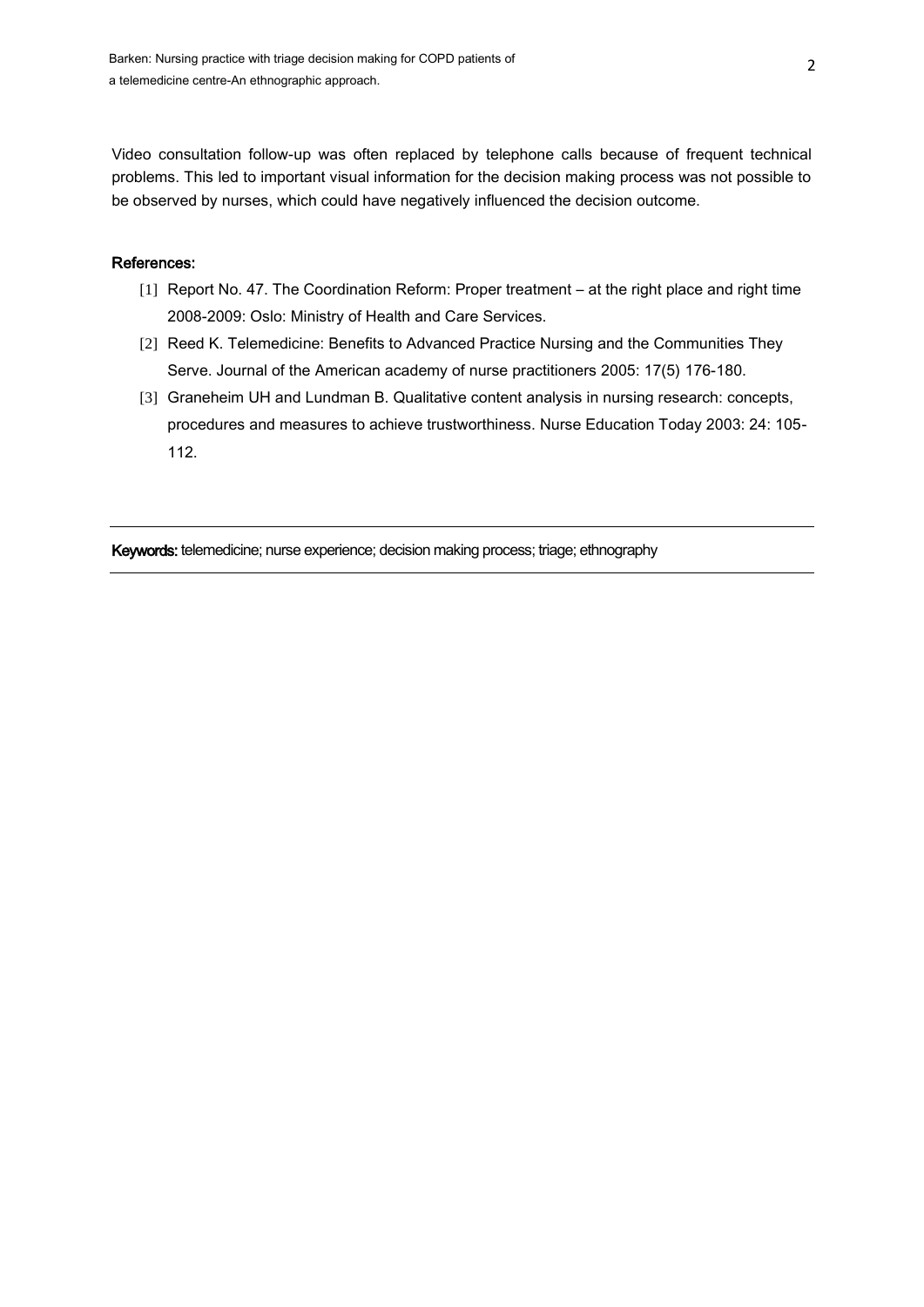Video consultation follow-up was often replaced by telephone calls because of frequent technical problems. This led to important visual information for the decision making process was not possible to be observed by nurses, which could have negatively influenced the decision outcome.

**References:**

[1] Report No. 47. The Coordination Reform: Proper treatment – at the right place and right time 2008-2009: Oslo: Ministry of Health and Care Services.

[2] Reed K. Telemedicine: Benefits to Advanced Practice Nursing and the Communities They Serve. Journal of the American academy of nurse practitioners 2005: 17(5) 176-180.

[3] Graneheim UH and Lundman B. Qualitative content analysis in nursing research: concepts, procedures and measures to achieve trustworthiness. Nurse Education Today 2003: 24: 105-112.

---

**Keywords:** telemedicine; nurse experience; decision making process; triage; ethnography

---